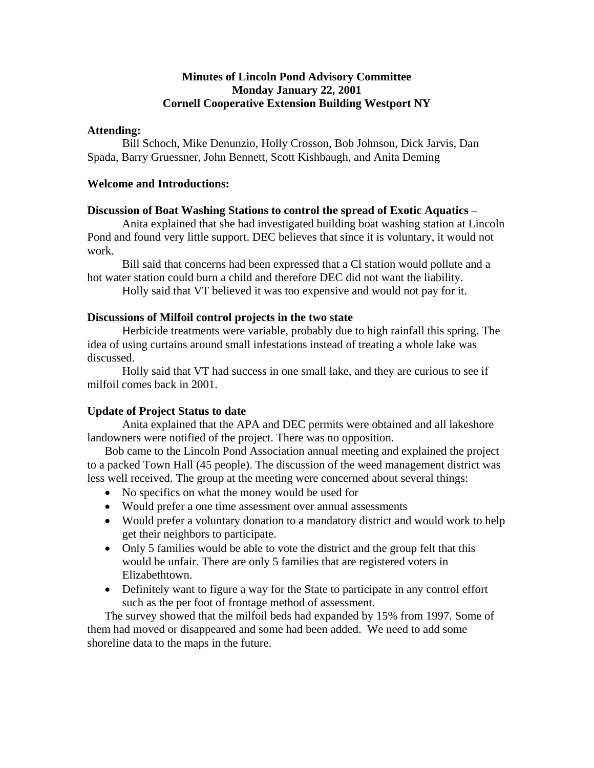# Minutes of Lincoln Pond Advisory Committee
## Monday January 22, 2001
## Cornell Cooperative Extension Building Westport NY

**Attending:**

Bill Schoch, Mike Denunzio, Holly Crosson, Bob Johnson, Dick Jarvis, Dan Spada, Barry Gruessner, John Bennett, Scott Kishbaugh, and Anita Deming

**Welcome and Introductions:**

**Discussion of Boat Washing Stations to control the spread of Exotic Aquatics** –

Anita explained that she had investigated building boat washing station at Lincoln Pond and found very little support. DEC believes that since it is voluntary, it would not work.

Bill said that concerns had been expressed that a Cl station would pollute and a hot water station could burn a child and therefore DEC did not want the liability.

Holly said that VT believed it was too expensive and would not pay for it.

**Discussions of Milfoil control projects in the two state**

Herbicide treatments were variable, probably due to high rainfall this spring. The idea of using curtains around small infestations instead of treating a whole lake was discussed.

Holly said that VT had success in one small lake, and they are curious to see if milfoil comes back in 2001.

**Update of Project Status to date**

Anita explained that the APA and DEC permits were obtained and all lakeshore landowners were notified of the project. There was no opposition.

Bob came to the Lincoln Pond Association annual meeting and explained the project to a packed Town Hall (45 people). The discussion of the weed management district was less well received. The group at the meeting were concerned about several things:

- No specifics on what the money would be used for
- Would prefer a one time assessment over annual assessments
- Would prefer a voluntary donation to a mandatory district and would work to help get their neighbors to participate.
- Only 5 families would be able to vote the district and the group felt that this would be unfair. There are only 5 families that are registered voters in Elizabethtown.
- Definitely want to figure a way for the State to participate in any control effort such as the per foot of frontage method of assessment.

The survey showed that the milfoil beds had expanded by 15% from 1997. Some of them had moved or disappeared and some had been added. We need to add some shoreline data to the maps in the future.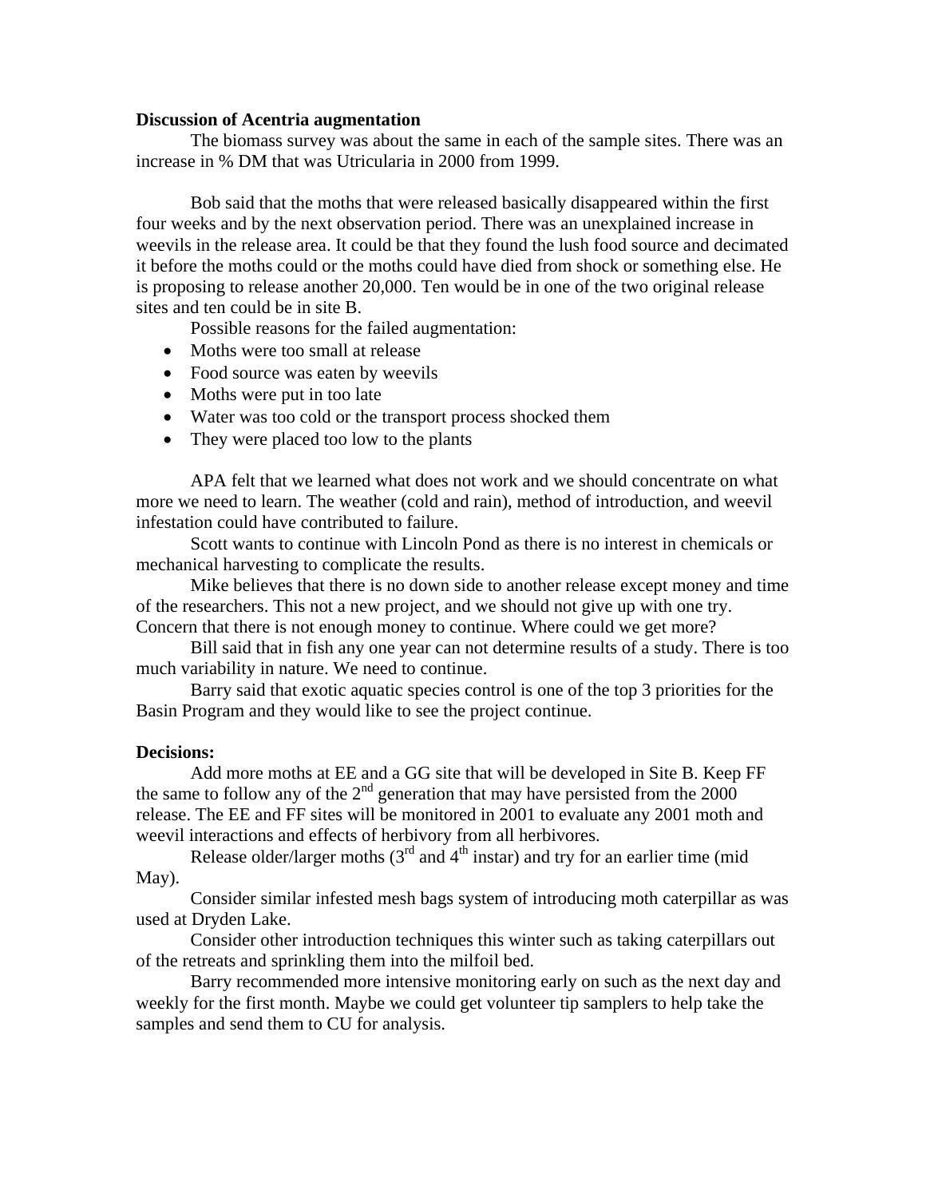**Discussion of Acentria augmentation**

The biomass survey was about the same in each of the sample sites. There was an increase in % DM that was Utricularia in 2000 from 1999.

Bob said that the moths that were released basically disappeared within the first four weeks and by the next observation period. There was an unexplained increase in weevils in the release area. It could be that they found the lush food source and decimated it before the moths could or the moths could have died from shock or something else. He is proposing to release another 20,000. Ten would be in one of the two original release sites and ten could be in site B.

Possible reasons for the failed augmentation:

- Moths were too small at release
- Food source was eaten by weevils
- Moths were put in too late
- Water was too cold or the transport process shocked them
- They were placed too low to the plants

APA felt that we learned what does not work and we should concentrate on what more we need to learn. The weather (cold and rain), method of introduction, and weevil infestation could have contributed to failure.

Scott wants to continue with Lincoln Pond as there is no interest in chemicals or mechanical harvesting to complicate the results.

Mike believes that there is no down side to another release except money and time of the researchers. This not a new project, and we should not give up with one try. Concern that there is not enough money to continue. Where could we get more?

Bill said that in fish any one year can not determine results of a study. There is too much variability in nature. We need to continue.

Barry said that exotic aquatic species control is one of the top 3 priorities for the Basin Program and they would like to see the project continue.

**Decisions:**

Add more moths at EE and a GG site that will be developed in Site B. Keep FF the same to follow any of the 2nd generation that may have persisted from the 2000 release. The EE and FF sites will be monitored in 2001 to evaluate any 2001 moth and weevil interactions and effects of herbivory from all herbivores.

Release older/larger moths (3rd and 4th instar) and try for an earlier time (mid May).

Consider similar infested mesh bags system of introducing moth caterpillar as was used at Dryden Lake.

Consider other introduction techniques this winter such as taking caterpillars out of the retreats and sprinkling them into the milfoil bed.

Barry recommended more intensive monitoring early on such as the next day and weekly for the first month. Maybe we could get volunteer tip samplers to help take the samples and send them to CU for analysis.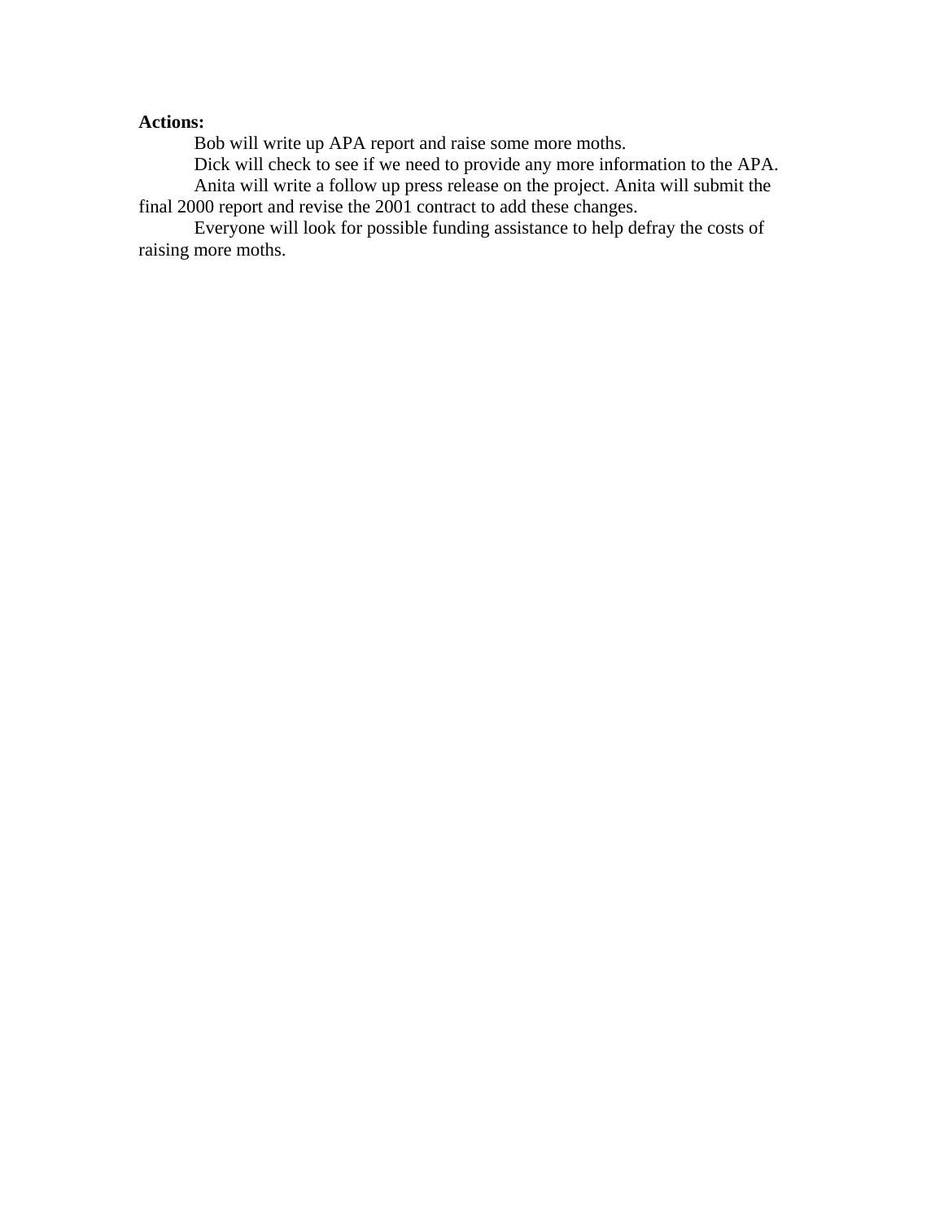**Actions:**

Bob will write up APA report and raise some more moths.

Dick will check to see if we need to provide any more information to the APA.

Anita will write a follow up press release on the project. Anita will submit the final 2000 report and revise the 2001 contract to add these changes.

Everyone will look for possible funding assistance to help defray the costs of raising more moths.